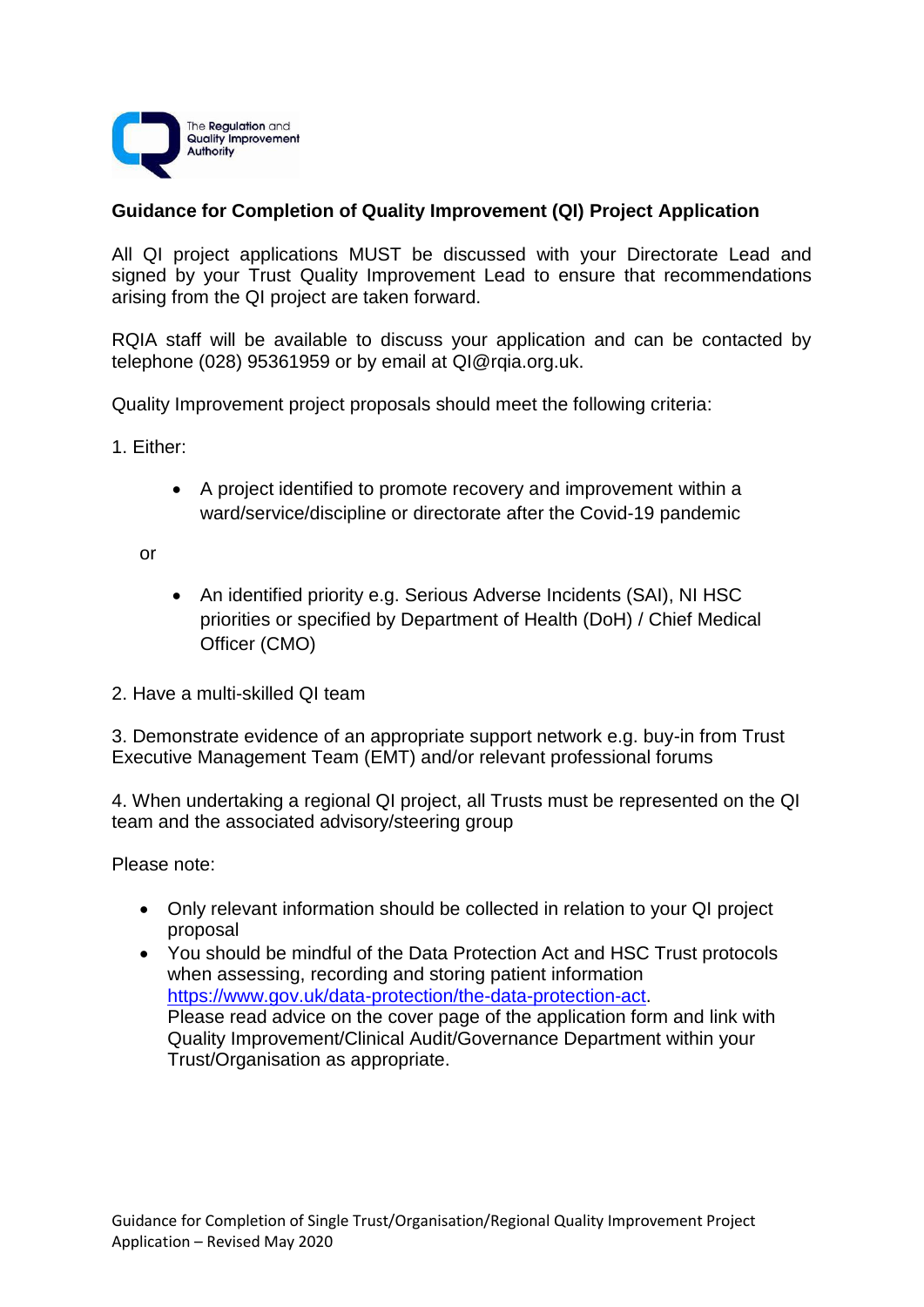## Guidance for Completion of Quality Improvement (QI) Project Application

All QI project applications MUST be discussed with your Directorate Lead and signed by your Trust Quality Improvement Lead to ensure that recommendations arising from the QI project are taken forward.

RQIA staff will be available to discuss your application and can be contacted by telephone (028) 95361959 or by email at QI@rqia.org.uk.

Quality Improvement project proposals should meet the following criteria:

1. Either:

   - A project identified to promote recovery and improvement within a ward/service/discipline or directorate after the Covid-19 pandemic

   or

   - An identified priority e.g. Serious Adverse Incidents (SAI), NI HSC priorities or specified by Department of Health (DoH) / Chief Medical Officer (CMO)

2. Have a multi-skilled QI team

3. Demonstrate evidence of an appropriate support network e.g. buy-in from Trust Executive Management Team (EMT) and/or relevant professional forums

4. When undertaking a regional QI project, all Trusts must be represented on the QI team and the associated advisory/steering group

Please note:

- Only relevant information should be collected in relation to your QI project proposal
- You should be mindful of the Data Protection Act and HSC Trust protocols when assessing, recording and storing patient information [https://www.gov.uk/data-protection/the-data-protection-act](https://www.gov.uk/data-protection/the-data-protection-act).
  Please read advice on the cover page of the application form and link with Quality Improvement/Clinical Audit/Governance Department within your Trust/Organisation as appropriate.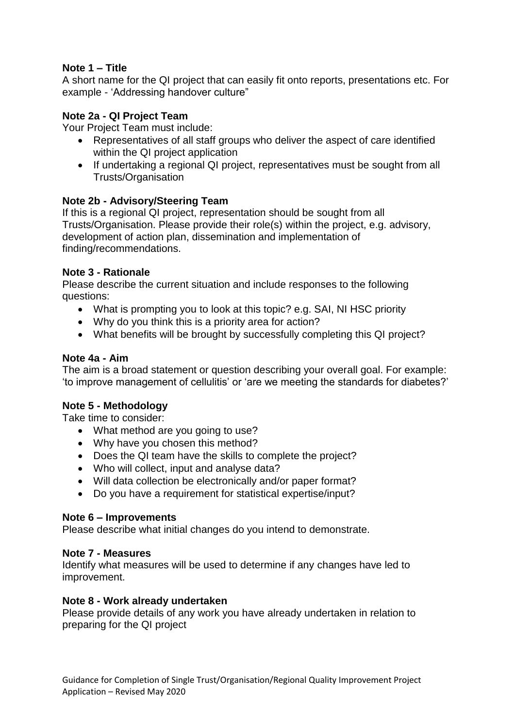**Note 1 – Title**

A short name for the QI project that can easily fit onto reports, presentations etc. For example - 'Addressing handover culture"

**Note 2a - QI Project Team**

Your Project Team must include:

- Representatives of all staff groups who deliver the aspect of care identified within the QI project application
- If undertaking a regional QI project, representatives must be sought from all Trusts/Organisation

**Note 2b - Advisory/Steering Team**

If this is a regional QI project, representation should be sought from all Trusts/Organisation. Please provide their role(s) within the project, e.g. advisory, development of action plan, dissemination and implementation of finding/recommendations.

**Note 3 - Rationale**

Please describe the current situation and include responses to the following questions:

- What is prompting you to look at this topic? e.g. SAI, NI HSC priority
- Why do you think this is a priority area for action?
- What benefits will be brought by successfully completing this QI project?

**Note 4a - Aim**

The aim is a broad statement or question describing your overall goal. For example: 'to improve management of cellulitis' or 'are we meeting the standards for diabetes?'

**Note 5 - Methodology**

Take time to consider:

- What method are you going to use?
- Why have you chosen this method?
- Does the QI team have the skills to complete the project?
- Who will collect, input and analyse data?
- Will data collection be electronically and/or paper format?
- Do you have a requirement for statistical expertise/input?

**Note 6 – Improvements**

Please describe what initial changes do you intend to demonstrate.

**Note 7 - Measures**

Identify what measures will be used to determine if any changes have led to improvement.

**Note 8 - Work already undertaken**

Please provide details of any work you have already undertaken in relation to preparing for the QI project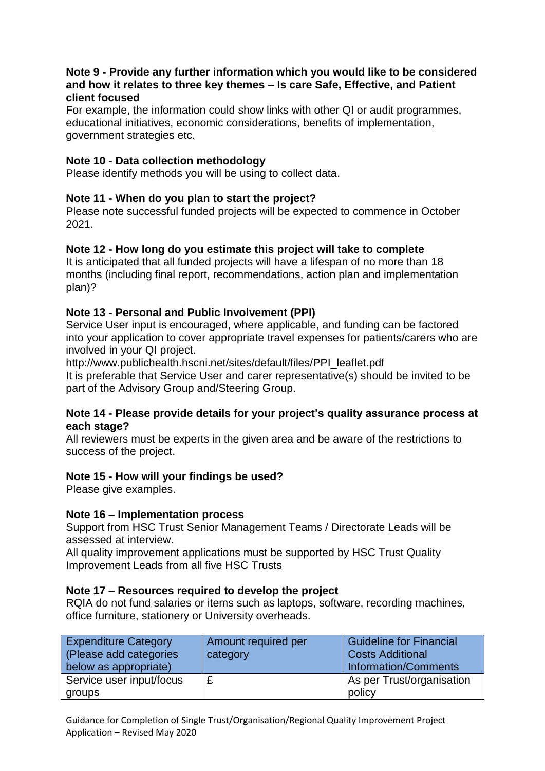**Note 9 - Provide any further information which you would like to be considered and how it relates to three key themes – Is care Safe, Effective, and Patient client focused**

For example, the information could show links with other QI or audit programmes, educational initiatives, economic considerations, benefits of implementation, government strategies etc.

**Note 10 - Data collection methodology**

Please identify methods you will be using to collect data.

**Note 11 - When do you plan to start the project?**

Please note successful funded projects will be expected to commence in October 2021.

**Note 12 - How long do you estimate this project will take to complete**

It is anticipated that all funded projects will have a lifespan of no more than 18 months (including final report, recommendations, action plan and implementation plan)?

**Note 13 - Personal and Public Involvement (PPI)**

Service User input is encouraged, where applicable, and funding can be factored into your application to cover appropriate travel expenses for patients/carers who are involved in your QI project.

http://www.publichealth.hscni.net/sites/default/files/PPI_leaflet.pdf

It is preferable that Service User and carer representative(s) should be invited to be part of the Advisory Group and/Steering Group.

**Note 14 - Please provide details for your project's quality assurance process at each stage?**

All reviewers must be experts in the given area and be aware of the restrictions to success of the project.

**Note 15 - How will your findings be used?**

Please give examples.

**Note 16 – Implementation process**

Support from HSC Trust Senior Management Teams / Directorate Leads will be assessed at interview.

All quality improvement applications must be supported by HSC Trust Quality Improvement Leads from all five HSC Trusts

**Note 17 – Resources required to develop the project**

RQIA do not fund salaries or items such as laptops, software, recording machines, office furniture, stationery or University overheads.

| Expenditure Category (Please add categories below as appropriate) | Amount required per category | Guideline for Financial Costs Additional Information/Comments |
| --- | --- | --- |
| Service user input/focus groups | £ | As per Trust/organisation policy |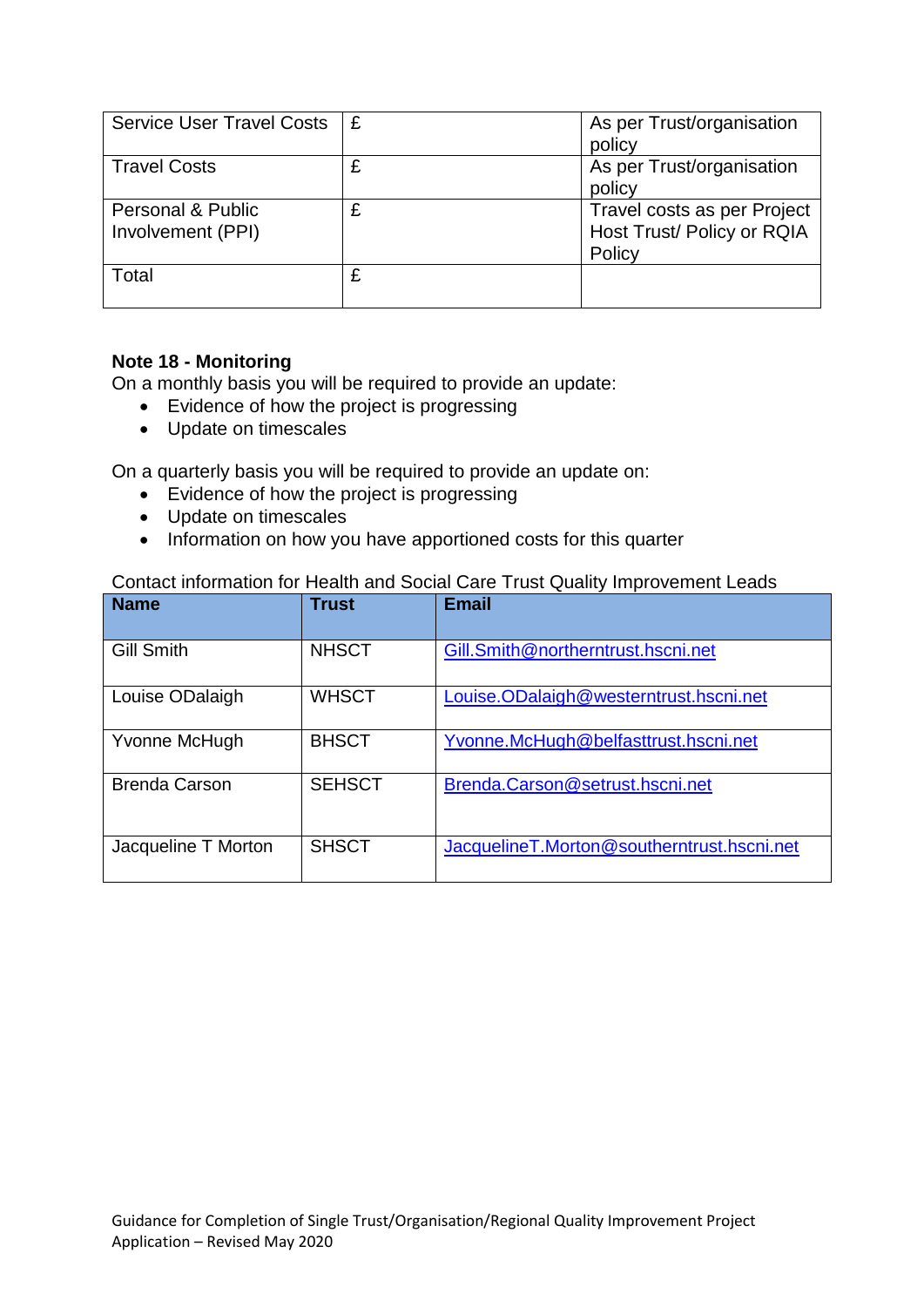| | | |
|---|---|---|
| Service User Travel Costs | £ | As per Trust/organisation policy |
| Travel Costs | £ | As per Trust/organisation policy |
| Personal & Public Involvement (PPI) | £ | Travel costs as per Project Host Trust/ Policy or RQIA Policy |
| Total | £ | |

**Note 18 - Monitoring**

On a monthly basis you will be required to provide an update:

- Evidence of how the project is progressing
- Update on timescales

On a quarterly basis you will be required to provide an update on:

- Evidence of how the project is progressing
- Update on timescales
- Information on how you have apportioned costs for this quarter

Contact information for Health and Social Care Trust Quality Improvement Leads

| Name | Trust | Email |
|---|---|---|
| Gill Smith | NHSCT | Gill.Smith@northerntrust.hscni.net |
| Louise ODalaigh | WHSCT | Louise.ODalaigh@westerntrust.hscni.net |
| Yvonne McHugh | BHSCT | Yvonne.McHugh@belfasttrust.hscni.net |
| Brenda Carson | SEHSCT | Brenda.Carson@setrust.hscni.net |
| Jacqueline T Morton | SHSCT | JacquelineT.Morton@southerntrust.hscni.net |